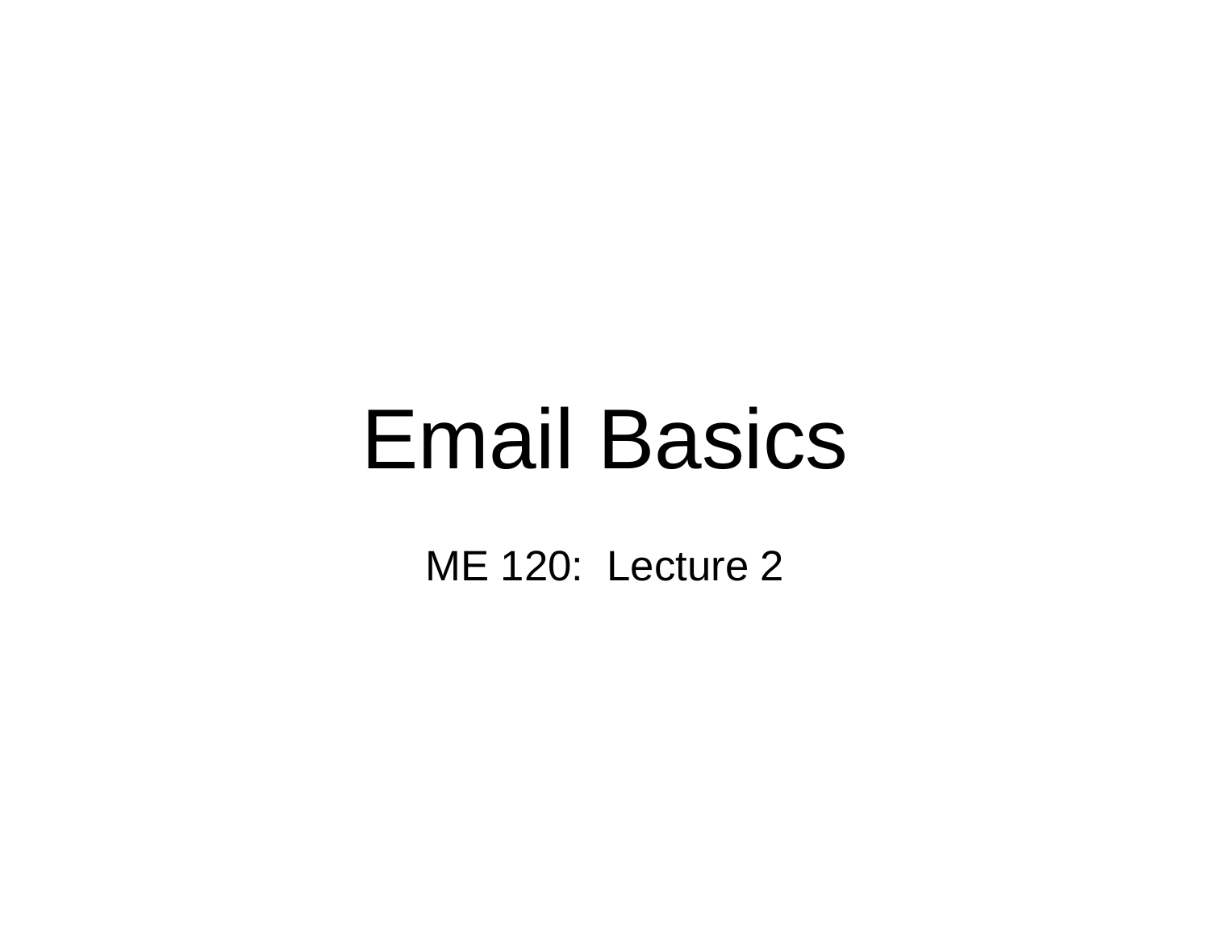# Email Basics

ME 120: Lecture 2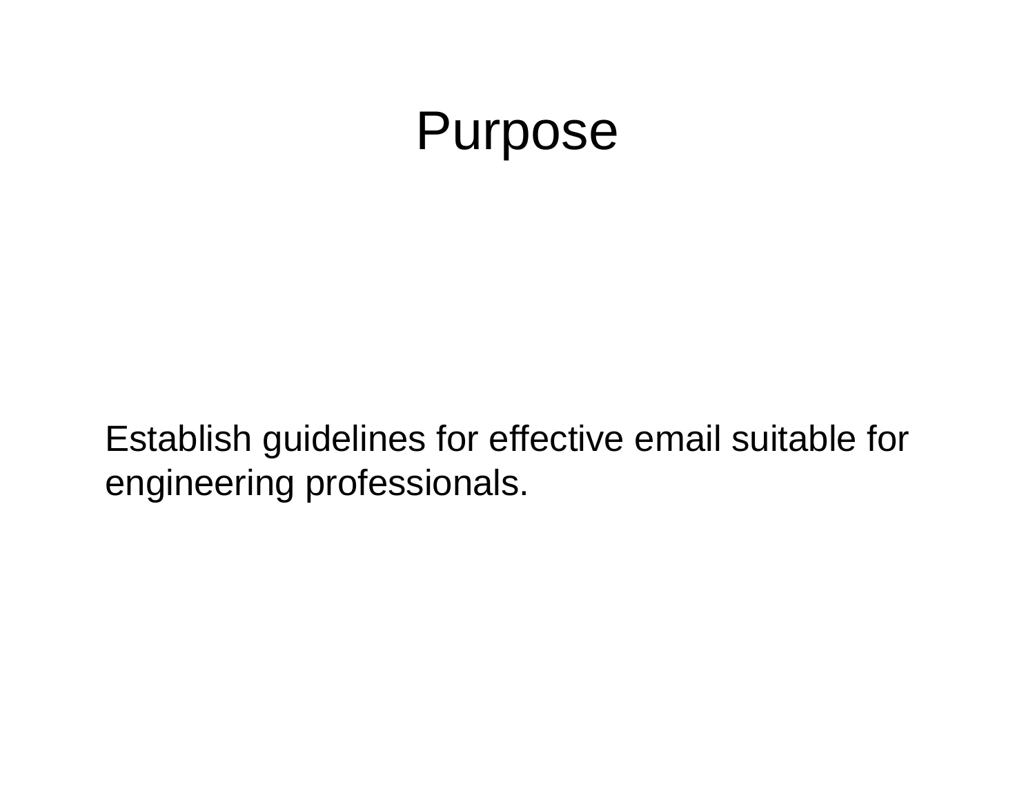# Purpose

Establish guidelines for effective email suitable for engineering professionals.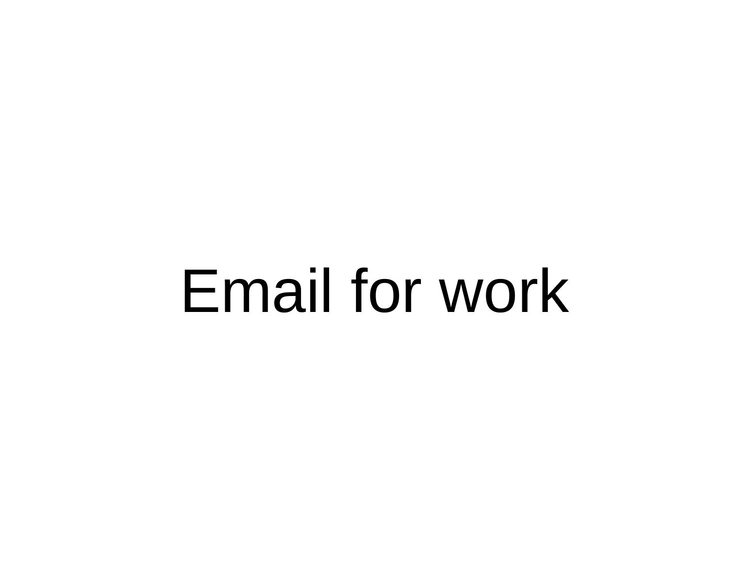# Email for work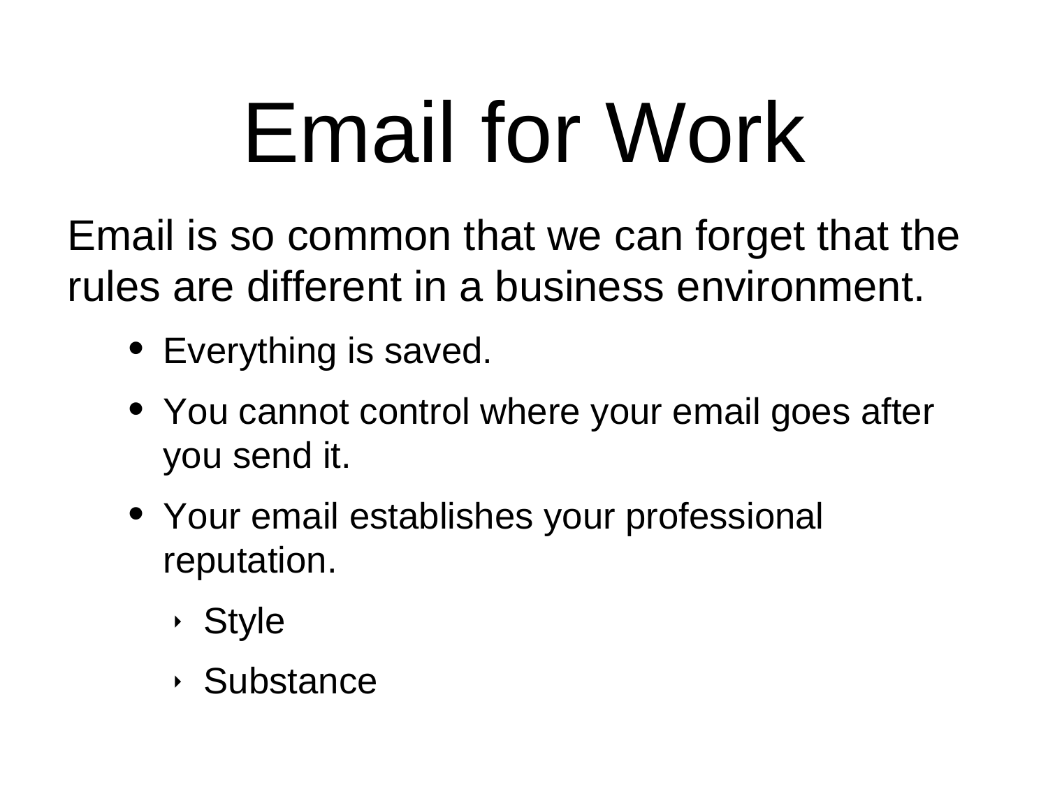# Email for Work

Email is so common that we can forget that the rules are different in a business environment.

- Everything is saved.
- You cannot control where your email goes after you send it.
- Your email establishes your professional reputation.
  - Style
  - Substance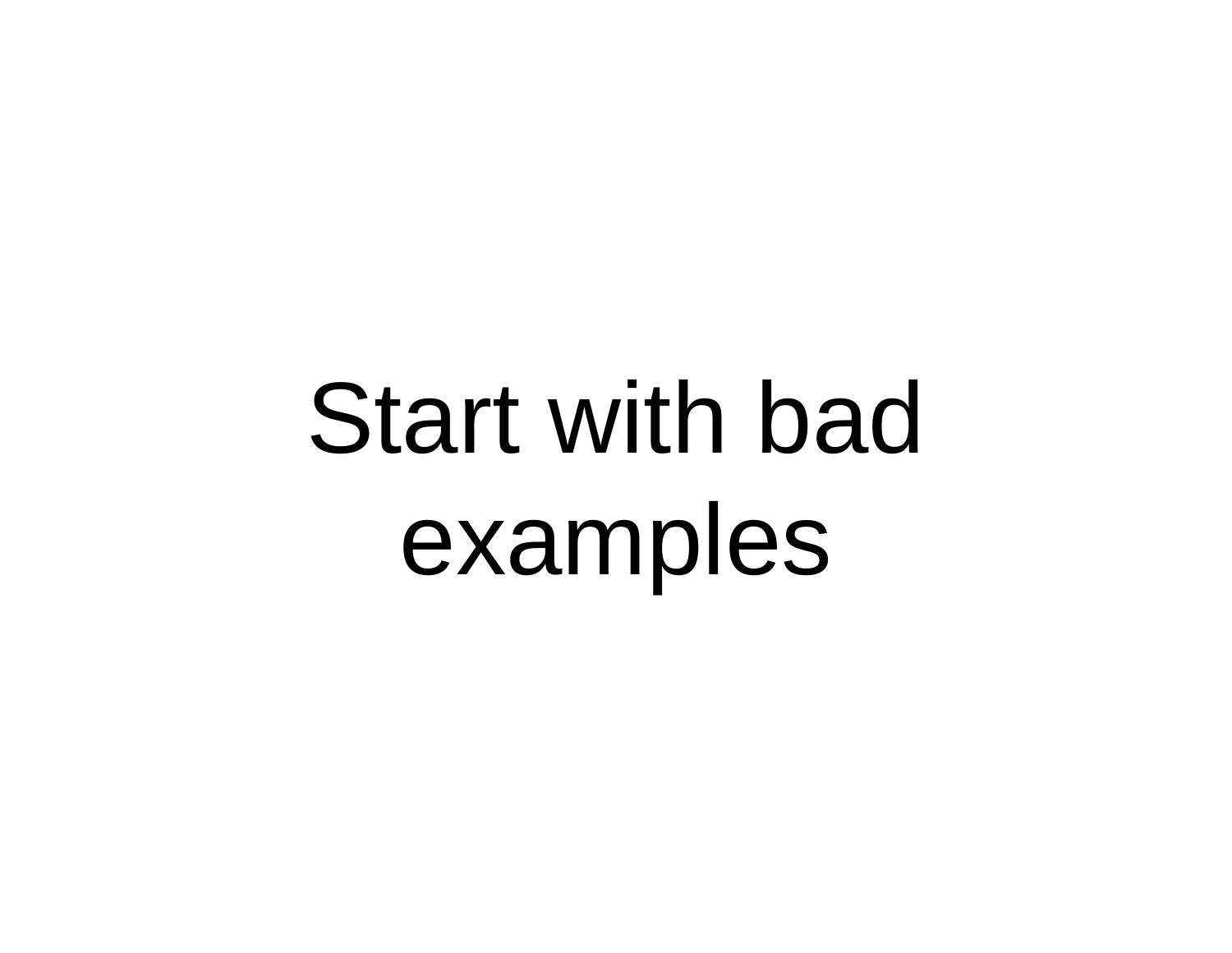# Start with bad examples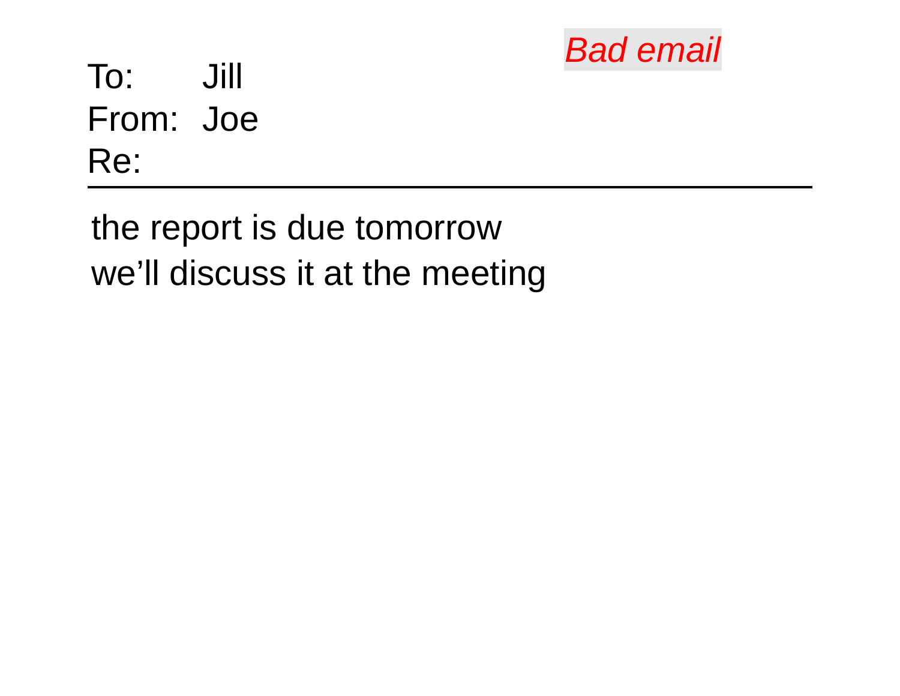*Bad email*

To: Jill
From: Joe
Re:

---

the report is due tomorrow
we’ll discuss it at the meeting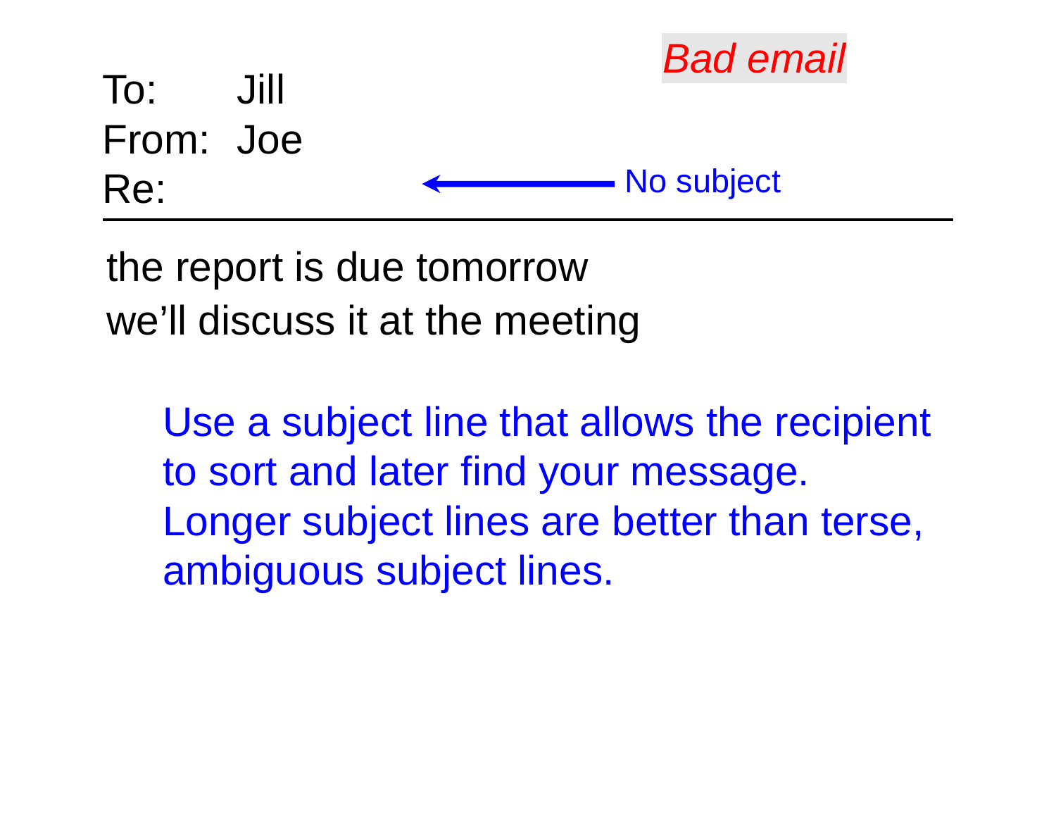*Bad email*

To: Jill
From: Joe
Re: ← No subject

---

the report is due tomorrow
we'll discuss it at the meeting

Use a subject line that allows the recipient to sort and later find your message. Longer subject lines are better than terse, ambiguous subject lines.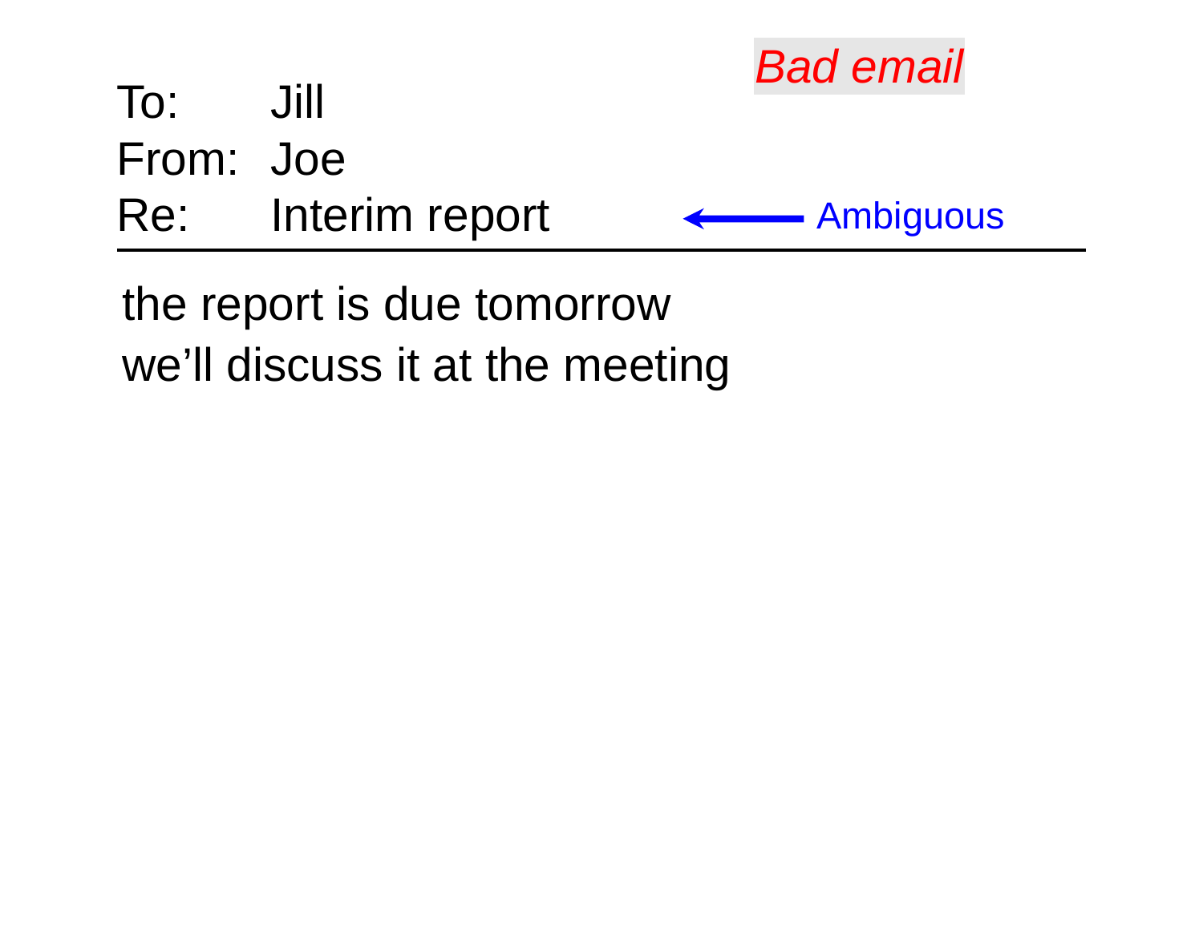*Bad email*

To: Jill
From: Joe
Re: Interim report ← Ambiguous

---

the report is due tomorrow
we'll discuss it at the meeting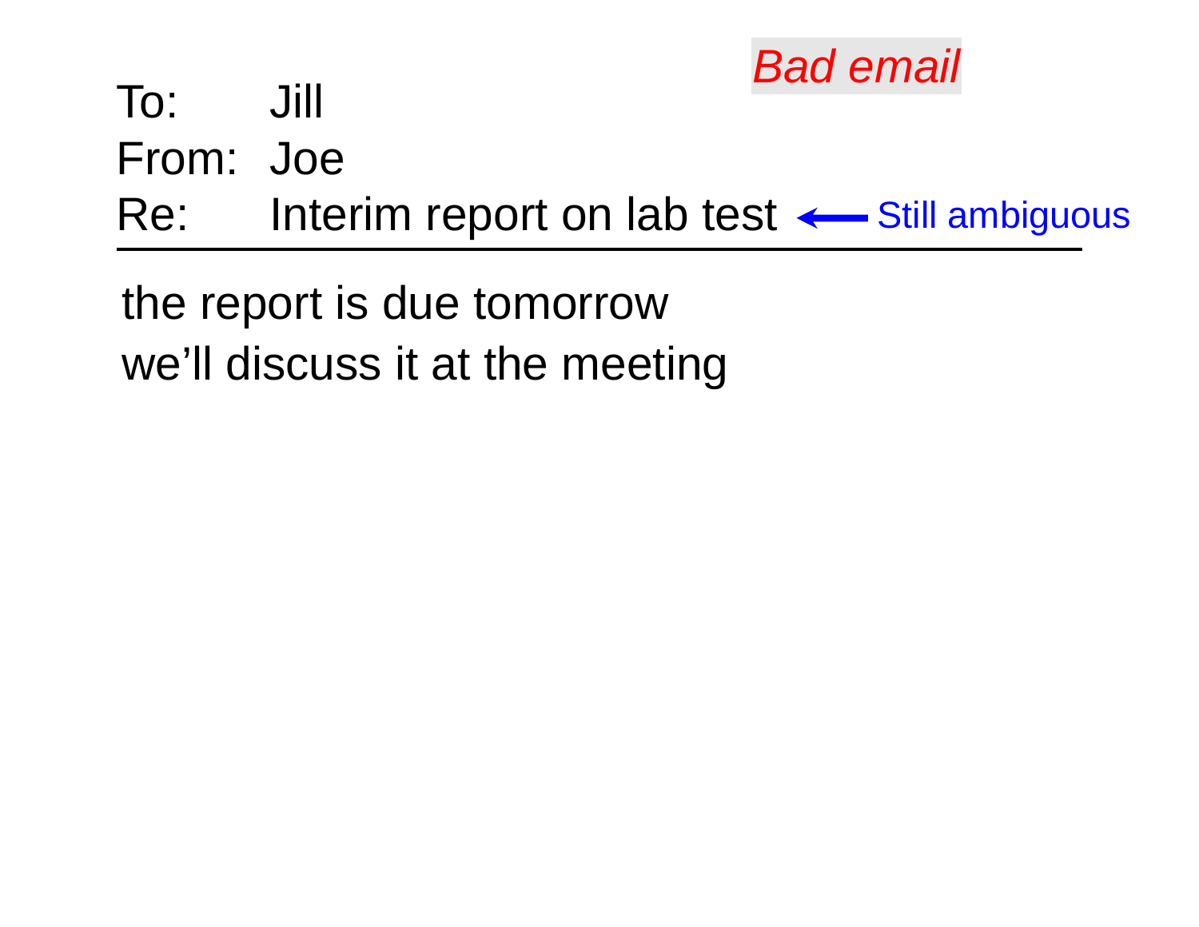*Bad email*

To: Jill
From: Joe
Re: Interim report on lab test ← Still ambiguous

---

the report is due tomorrow
we'll discuss it at the meeting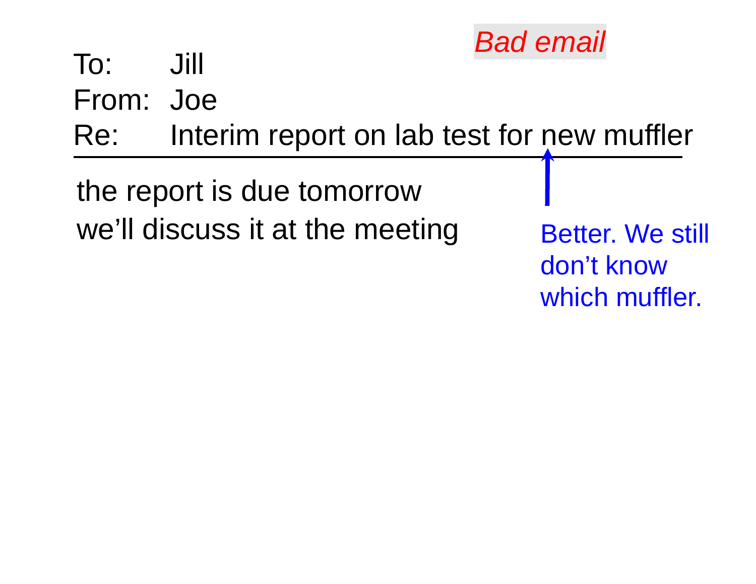*Bad email*

To: Jill

From: Joe

Re: Interim report on lab test for new muffler

---

the report is due tomorrow

we'll discuss it at the meeting

Better. We still don't know which muffler.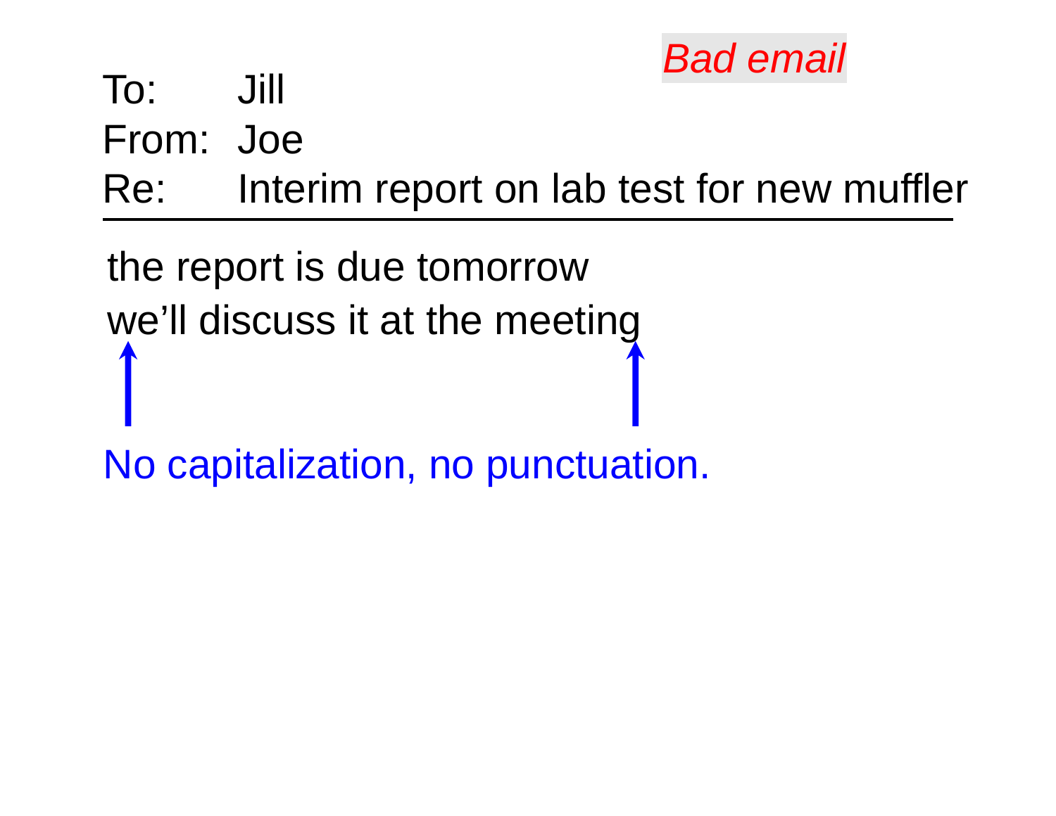*Bad email*

To: Jill
From: Joe
Re: Interim report on lab test for new muffler

---

the report is due tomorrow
we'll discuss it at the meeting

No capitalization, no punctuation.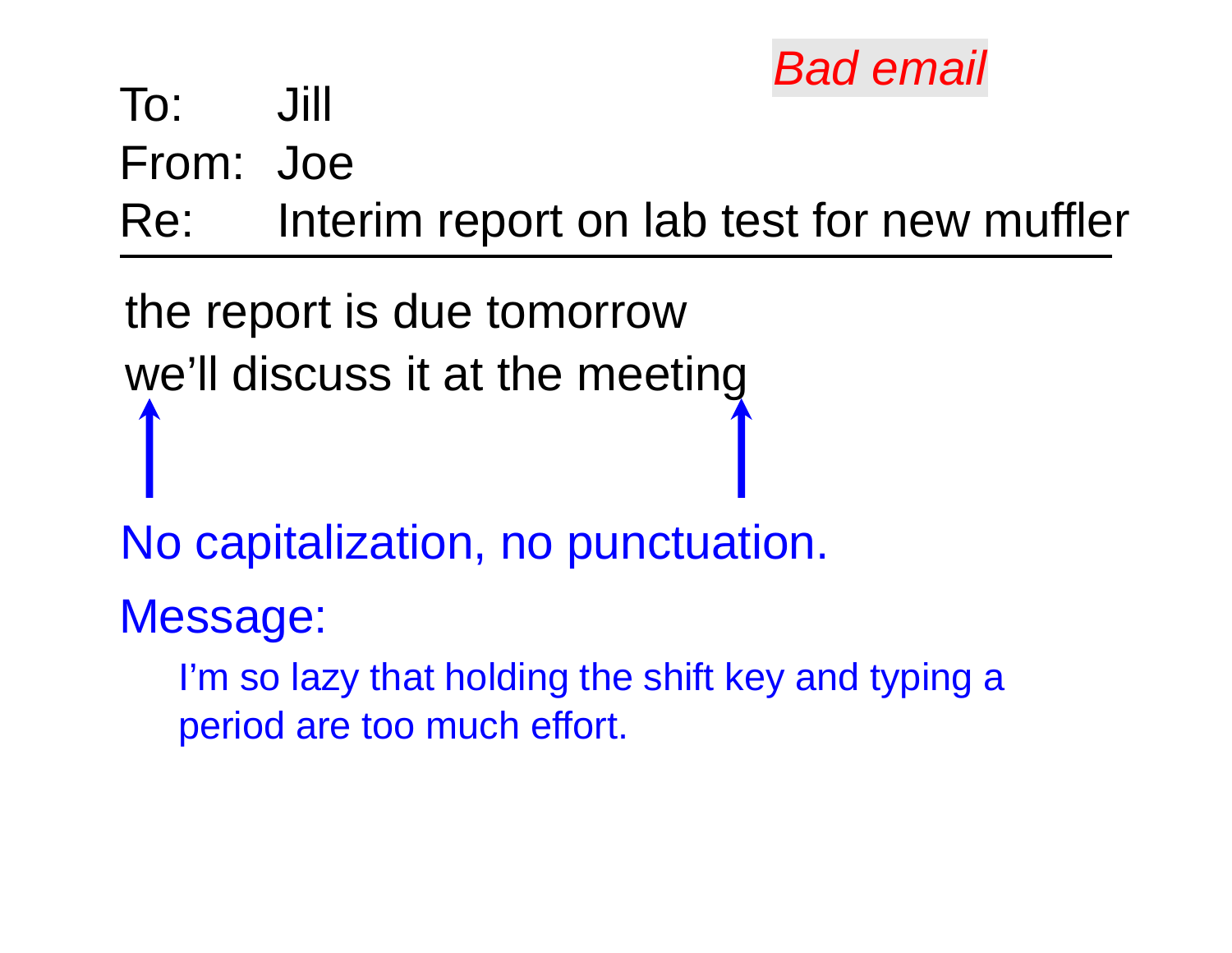*Bad email*

To: Jill
From: Joe
Re: Interim report on lab test for new muffler

---

the report is due tomorrow
we'll discuss it at the meeting

No capitalization, no punctuation.

Message:

> I'm so lazy that holding the shift key and typing a period are too much effort.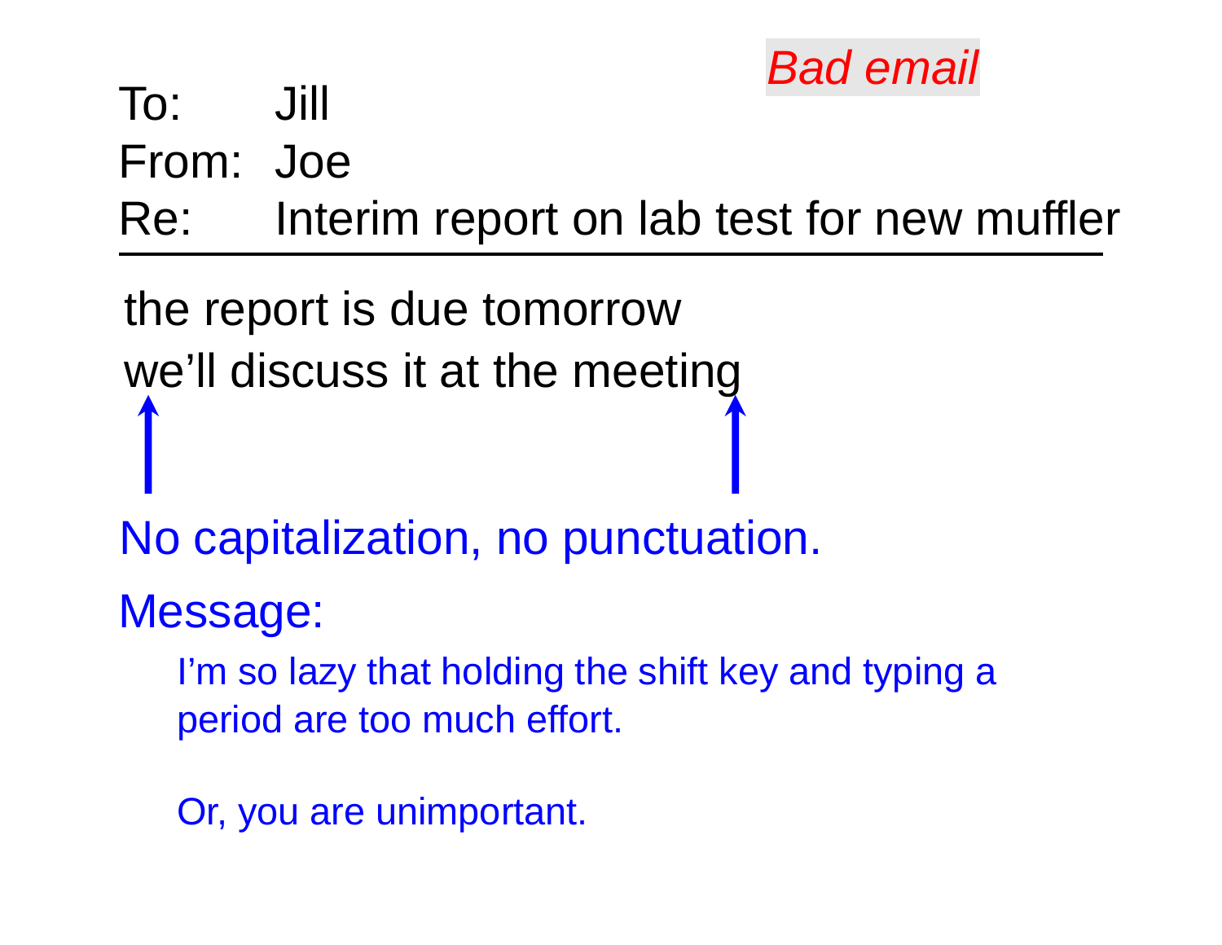*Bad email*

To: Jill
From: Joe
Re: Interim report on lab test for new muffler

---

the report is due tomorrow
we'll discuss it at the meeting

No capitalization, no punctuation.

Message:

I'm so lazy that holding the shift key and typing a period are too much effort.

Or, you are unimportant.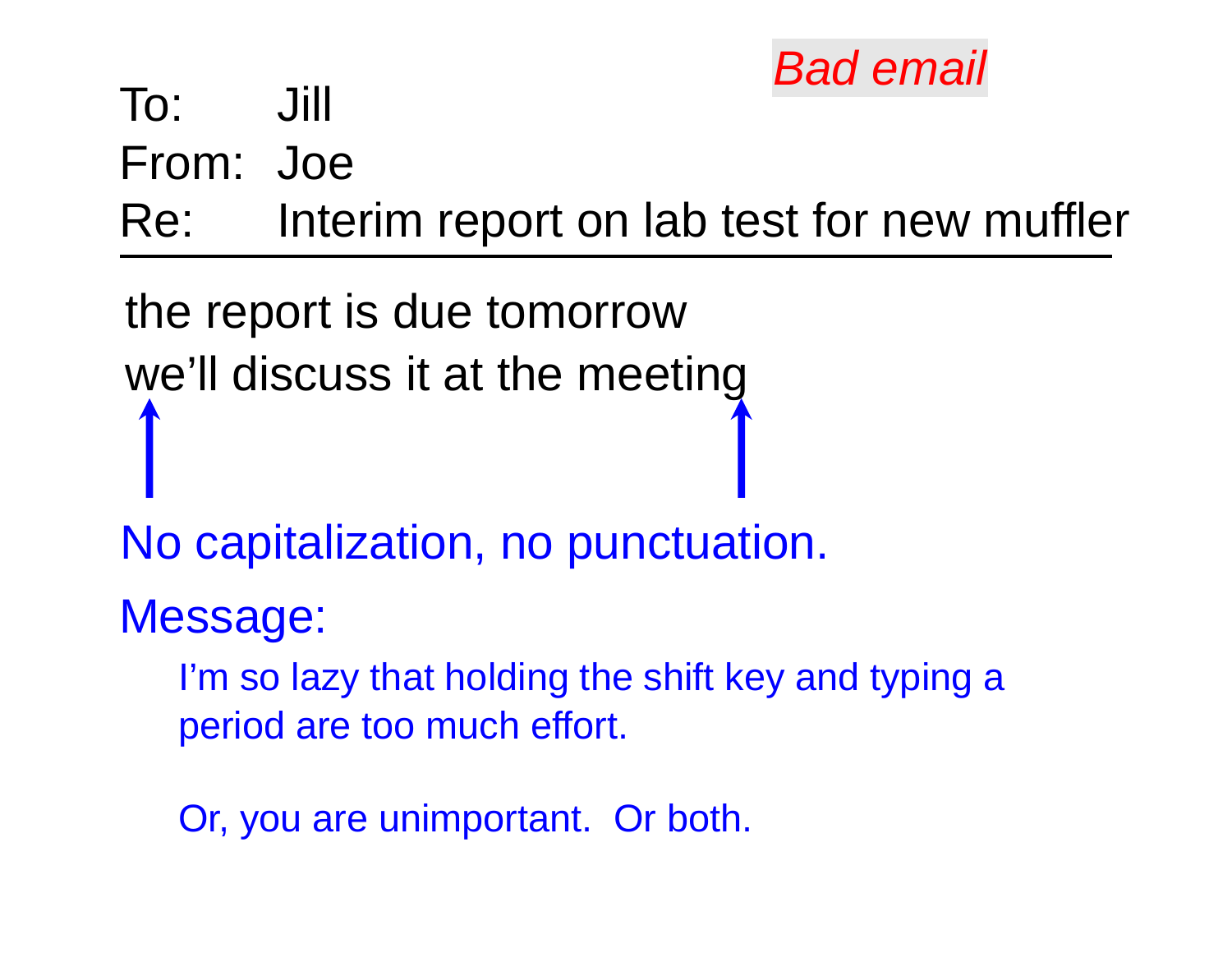*Bad email*

To: Jill
From: Joe
Re: Interim report on lab test for new muffler

---

the report is due tomorrow
we'll discuss it at the meeting

No capitalization, no punctuation.

Message:

I'm so lazy that holding the shift key and typing a period are too much effort.

Or, you are unimportant. Or both.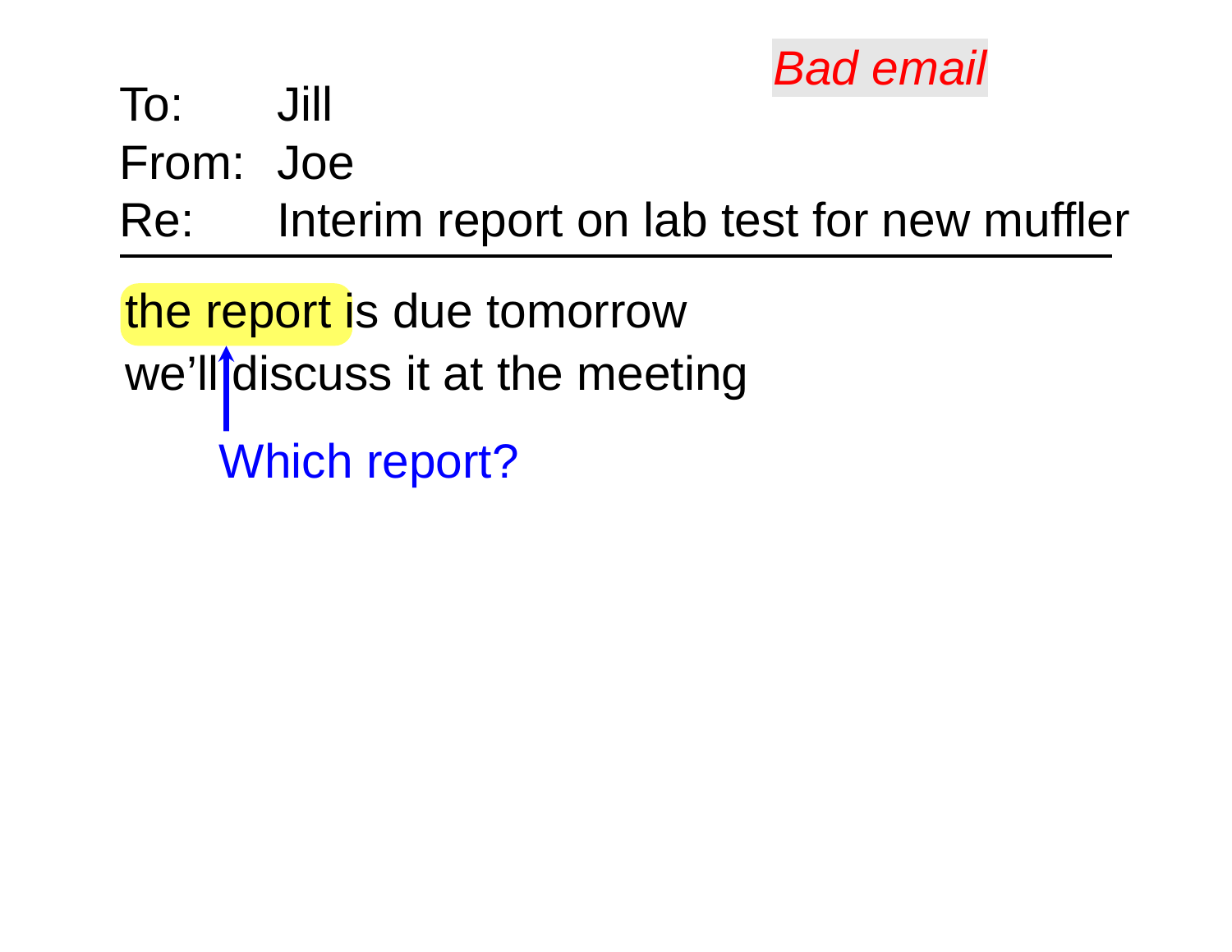*Bad email*

To: Jill

From: Joe

Re: Interim report on lab test for new muffler

---

the report is due tomorrow

we'll discuss it at the meeting

Which report?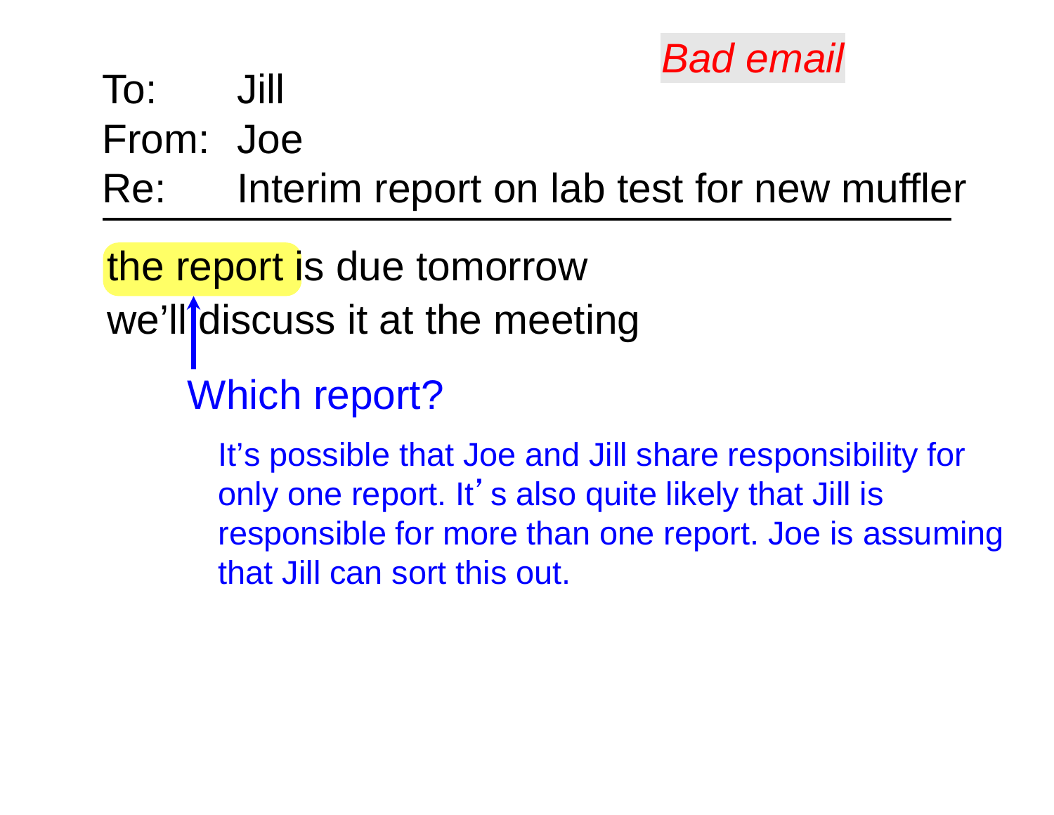*Bad email*

To: Jill

From: Joe

Re: Interim report on lab test for new muffler

---

the report is due tomorrow

we'll discuss it at the meeting

Which report?

It's possible that Joe and Jill share responsibility for only one report. It's also quite likely that Jill is responsible for more than one report. Joe is assuming that Jill can sort this out.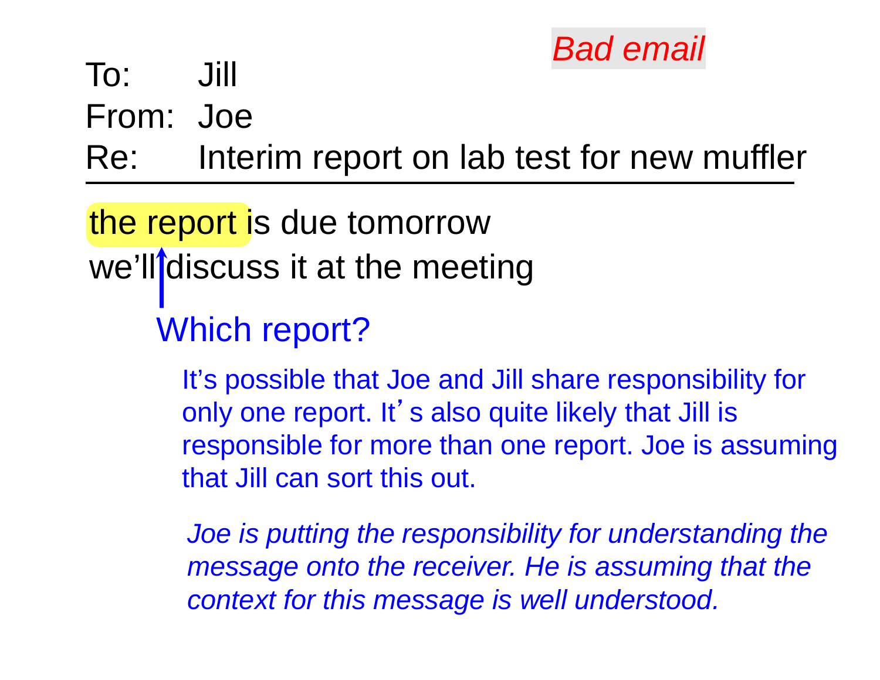*Bad email*

To: Jill
From: Joe
Re: Interim report on lab test for new muffler

---

the report is due tomorrow
we'll discuss it at the meeting

Which report?

It's possible that Joe and Jill share responsibility for only one report. It's also quite likely that Jill is responsible for more than one report. Joe is assuming that Jill can sort this out.

*Joe is putting the responsibility for understanding the message onto the receiver. He is assuming that the context for this message is well understood.*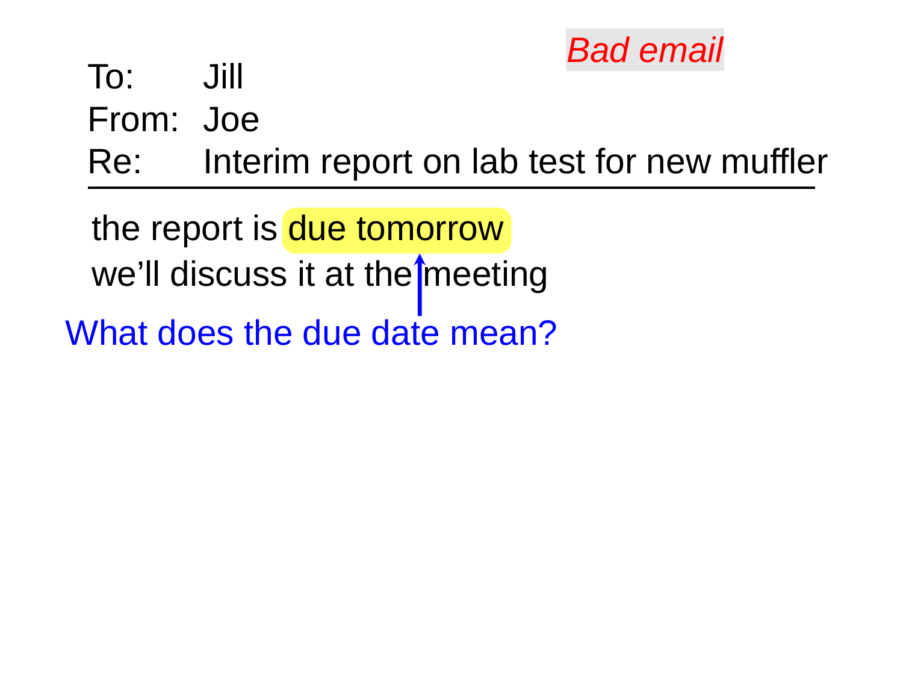*Bad email*

To: Jill
From: Joe
Re: Interim report on lab test for new muffler

---

the report is **due tomorrow**
we'll discuss it at the meeting

What does the due date mean?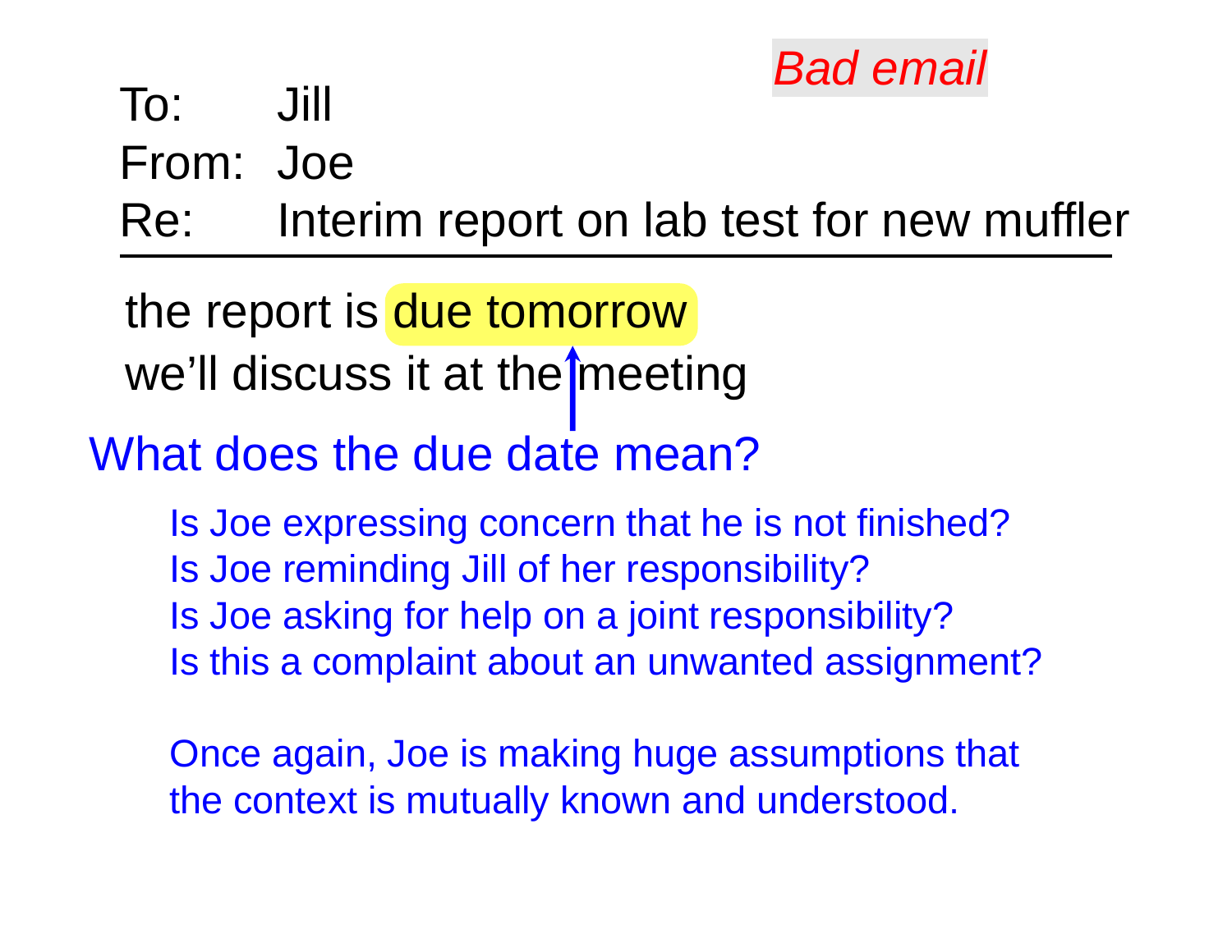*Bad email*

To: Jill
From: Joe
Re: Interim report on lab test for new muffler

---

the report is **due tomorrow**
we'll discuss it at the meeting

## What does the due date mean?

- Is Joe expressing concern that he is not finished?
- Is Joe reminding Jill of her responsibility?
- Is Joe asking for help on a joint responsibility?
- Is this a complaint about an unwanted assignment?

Once again, Joe is making huge assumptions that the context is mutually known and understood.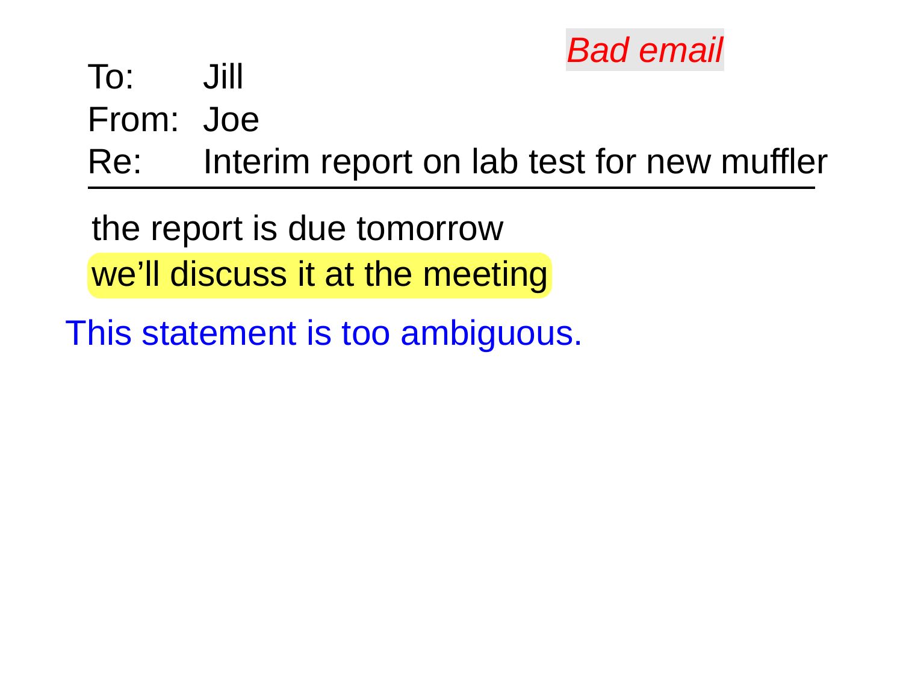*Bad email*

To: Jill

From: Joe

Re: Interim report on lab test for new muffler

---

the report is due tomorrow

we’ll discuss it at the meeting

This statement is too ambiguous.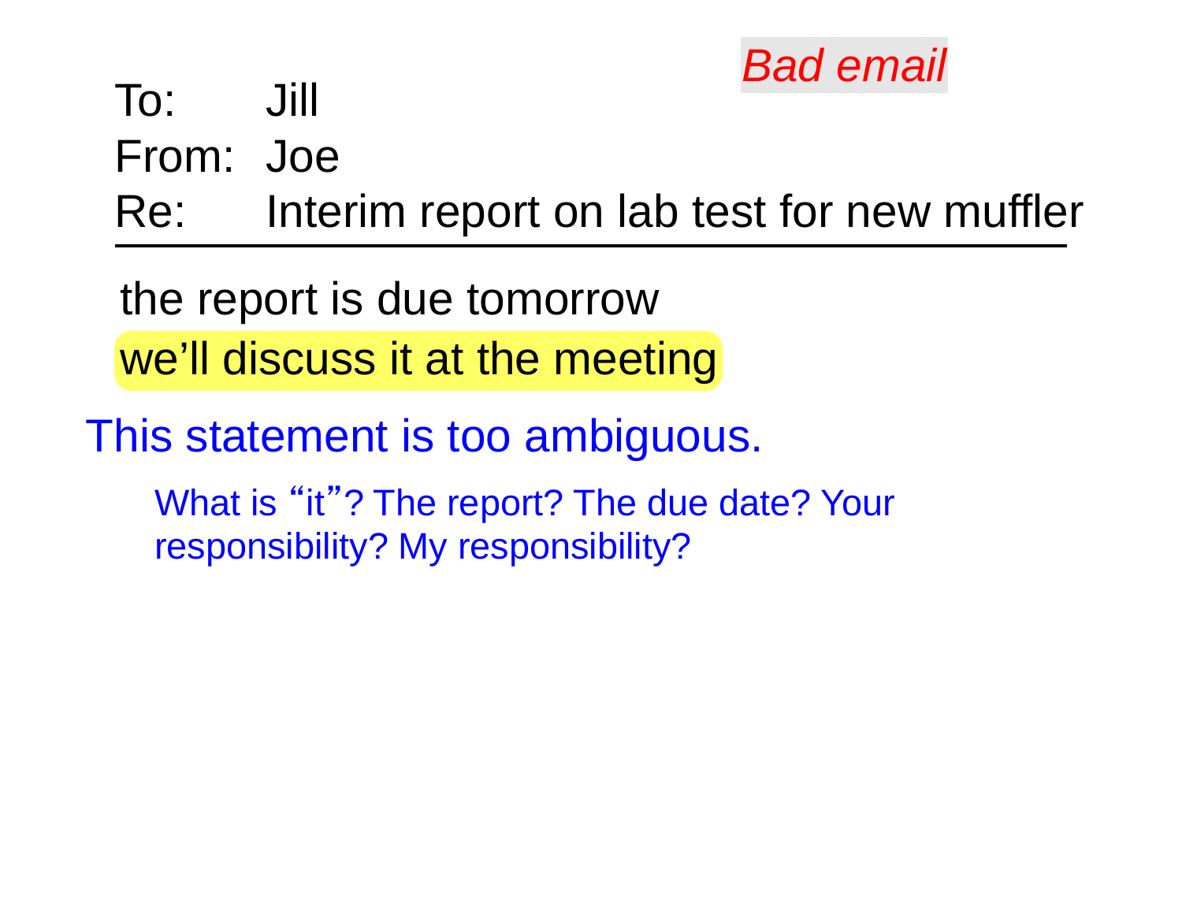*Bad email*

To: Jill

From: Joe

Re: Interim report on lab test for new muffler

---

the report is due tomorrow

we'll discuss it at the meeting

This statement is too ambiguous.

What is "it"? The report? The due date? Your responsibility? My responsibility?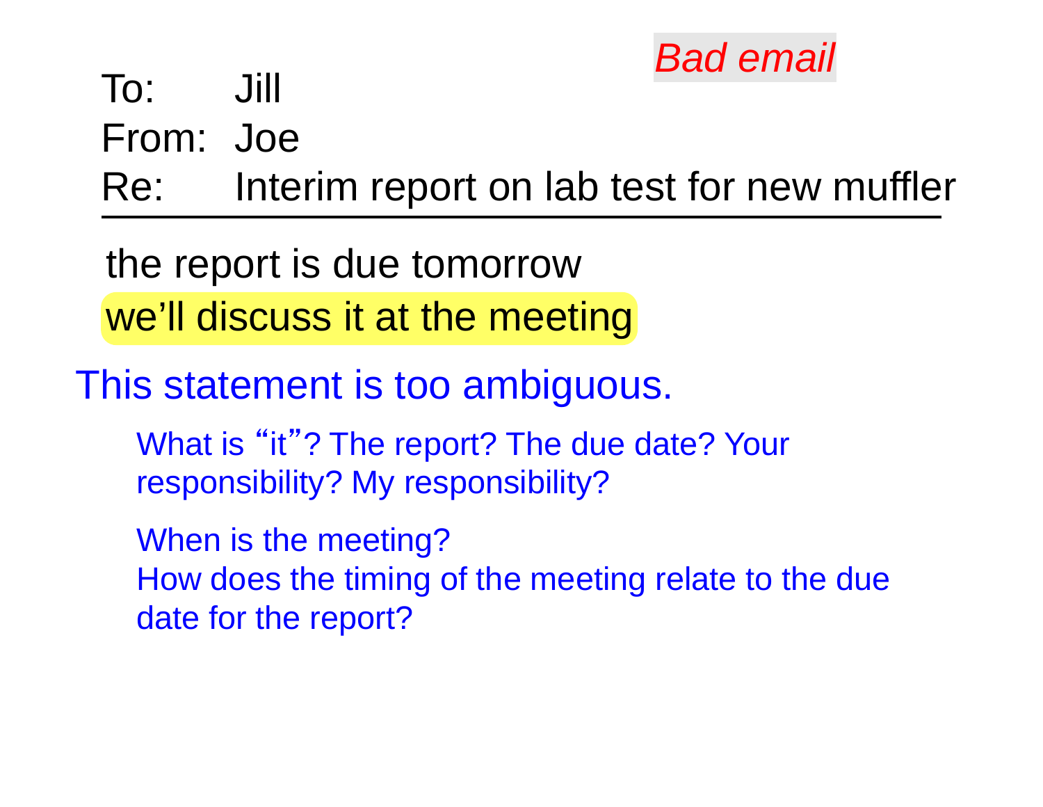*Bad email*

To: Jill
From: Joe
Re: Interim report on lab test for new muffler

---

the report is due tomorrow
we'll discuss it at the meeting

This statement is too ambiguous.

What is "it"? The report? The due date? Your responsibility? My responsibility?

When is the meeting?
How does the timing of the meeting relate to the due date for the report?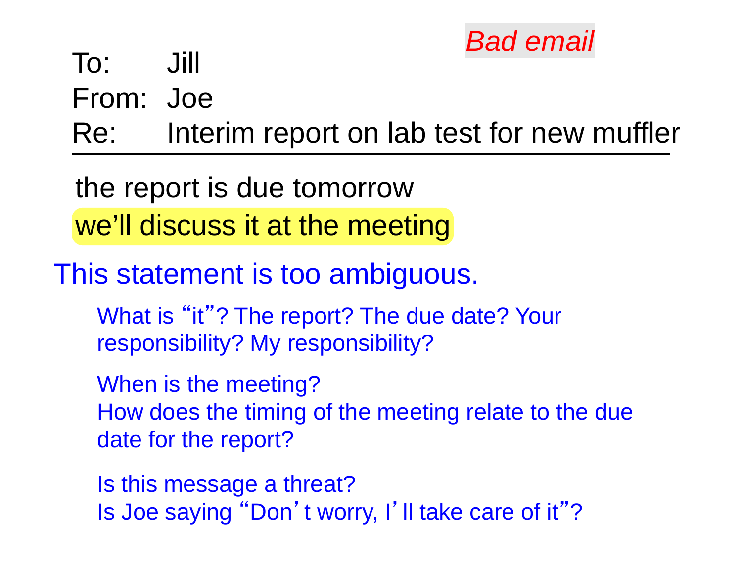*Bad email*

To: Jill
From: Joe
Re: Interim report on lab test for new muffler

---

the report is due tomorrow
we'll discuss it at the meeting

This statement is too ambiguous.

What is "it"? The report? The due date? Your responsibility? My responsibility?

When is the meeting?
How does the timing of the meeting relate to the due date for the report?

Is this message a threat?
Is Joe saying "Don't worry, I'll take care of it"?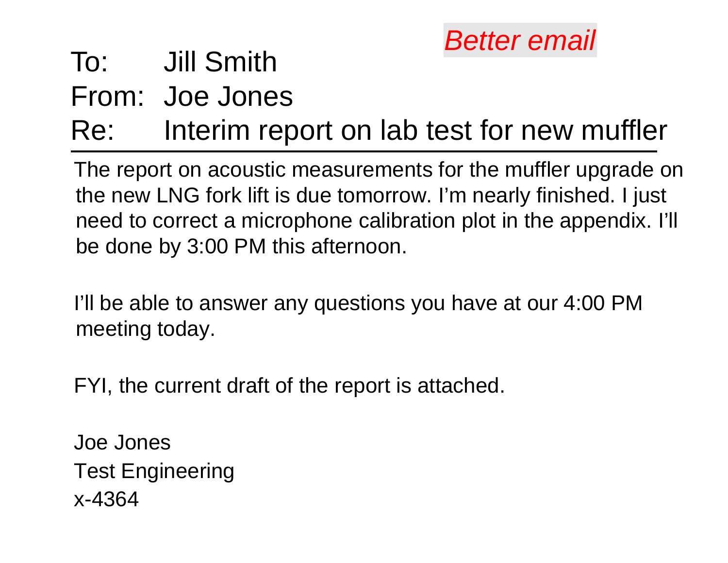*Better email*

To: Jill Smith

From: Joe Jones

Re: Interim report on lab test for new muffler

---

The report on acoustic measurements for the muffler upgrade on the new LNG fork lift is due tomorrow. I'm nearly finished. I just need to correct a microphone calibration plot in the appendix. I'll be done by 3:00 PM this afternoon.

I'll be able to answer any questions you have at our 4:00 PM meeting today.

FYI, the current draft of the report is attached.

Joe Jones
Test Engineering
x-4364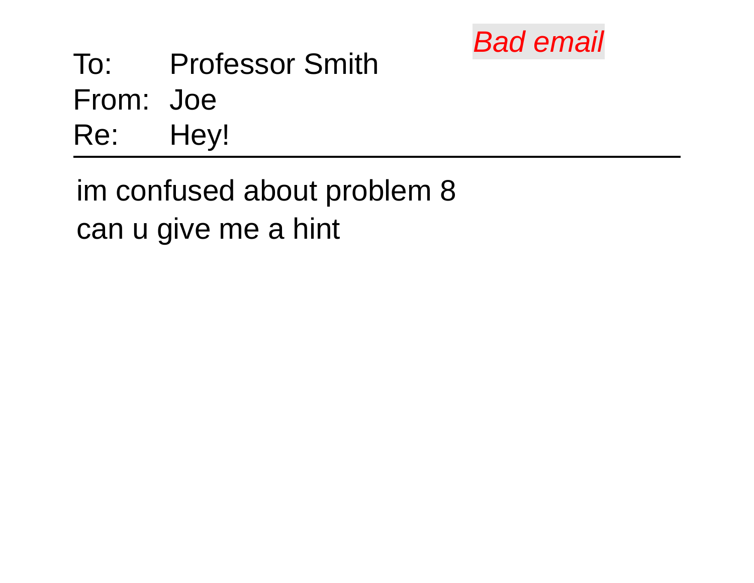*Bad email*

To: Professor Smith
From: Joe
Re: Hey!

---

im confused about problem 8
can u give me a hint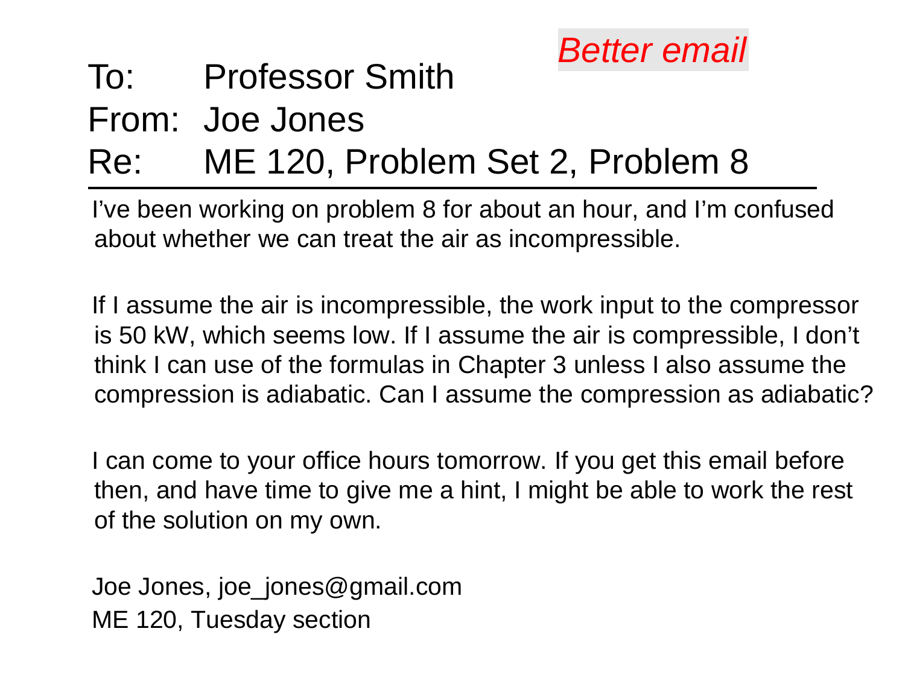*Better email*

To: Professor Smith
From: Joe Jones
Re: ME 120, Problem Set 2, Problem 8

---

I've been working on problem 8 for about an hour, and I'm confused about whether we can treat the air as incompressible.

If I assume the air is incompressible, the work input to the compressor is 50 kW, which seems low. If I assume the air is compressible, I don't think I can use of the formulas in Chapter 3 unless I also assume the compression is adiabatic. Can I assume the compression as adiabatic?

I can come to your office hours tomorrow. If you get this email before then, and have time to give me a hint, I might be able to work the rest of the solution on my own.

Joe Jones, joe_jones@gmail.com
ME 120, Tuesday section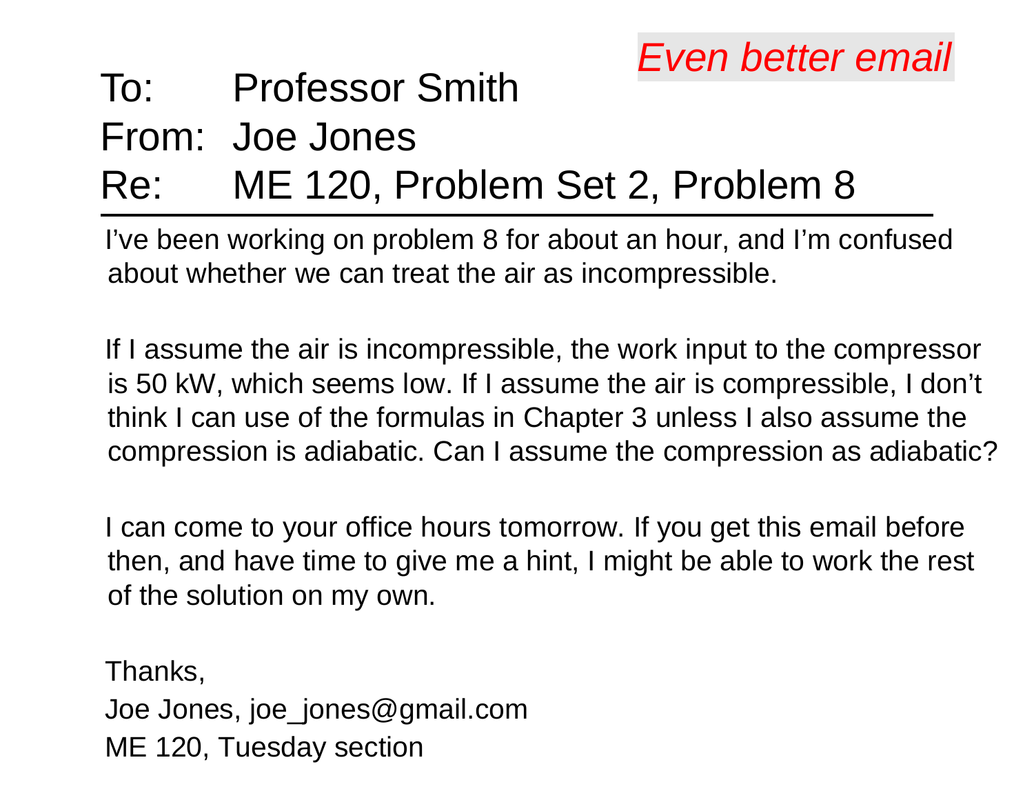*Even better email*

To: Professor Smith

From: Joe Jones

Re: ME 120, Problem Set 2, Problem 8

---

I've been working on problem 8 for about an hour, and I'm confused about whether we can treat the air as incompressible.

If I assume the air is incompressible, the work input to the compressor is 50 kW, which seems low. If I assume the air is compressible, I don't think I can use of the formulas in Chapter 3 unless I also assume the compression is adiabatic. Can I assume the compression as adiabatic?

I can come to your office hours tomorrow. If you get this email before then, and have time to give me a hint, I might be able to work the rest of the solution on my own.

Thanks,

Joe Jones, joe_jones@gmail.com

ME 120, Tuesday section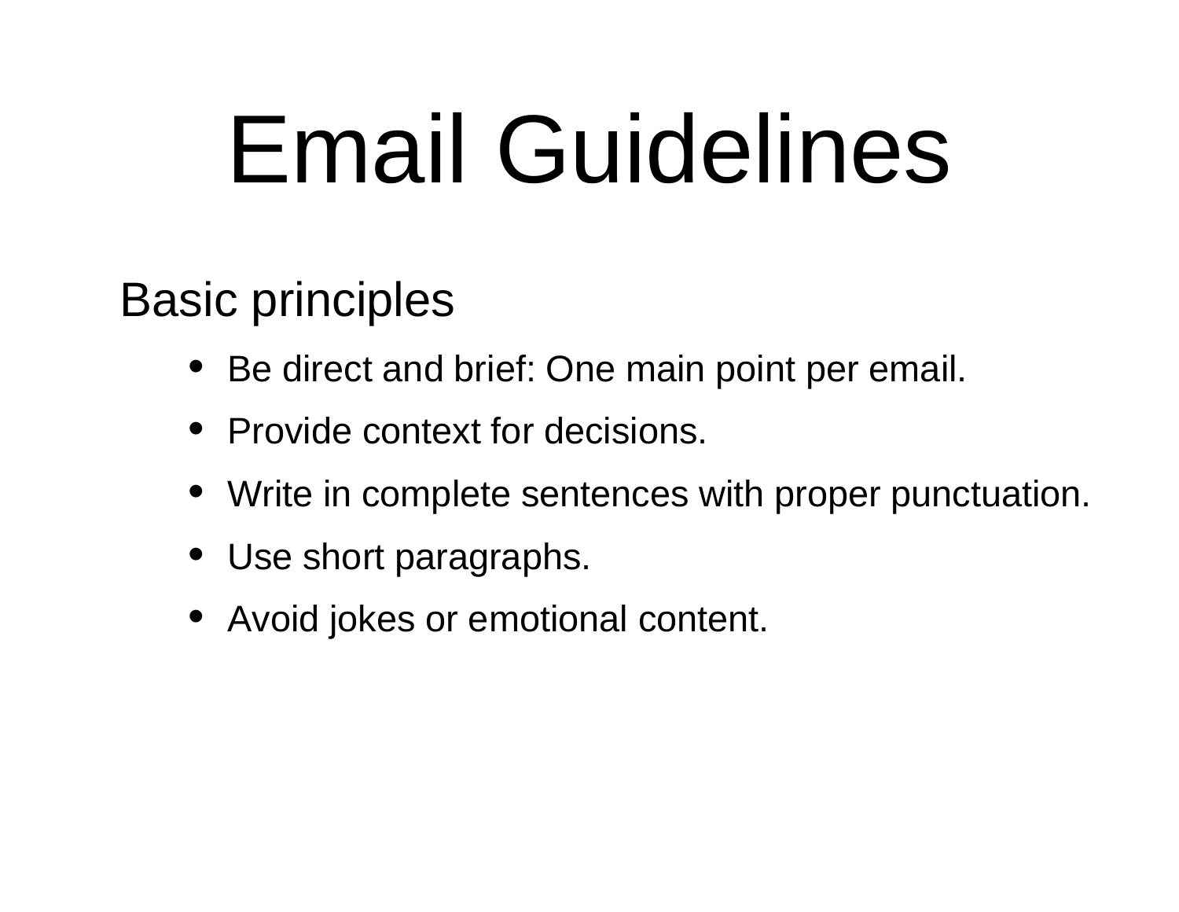# Email Guidelines

## Basic principles

- Be direct and brief: One main point per email.
- Provide context for decisions.
- Write in complete sentences with proper punctuation.
- Use short paragraphs.
- Avoid jokes or emotional content.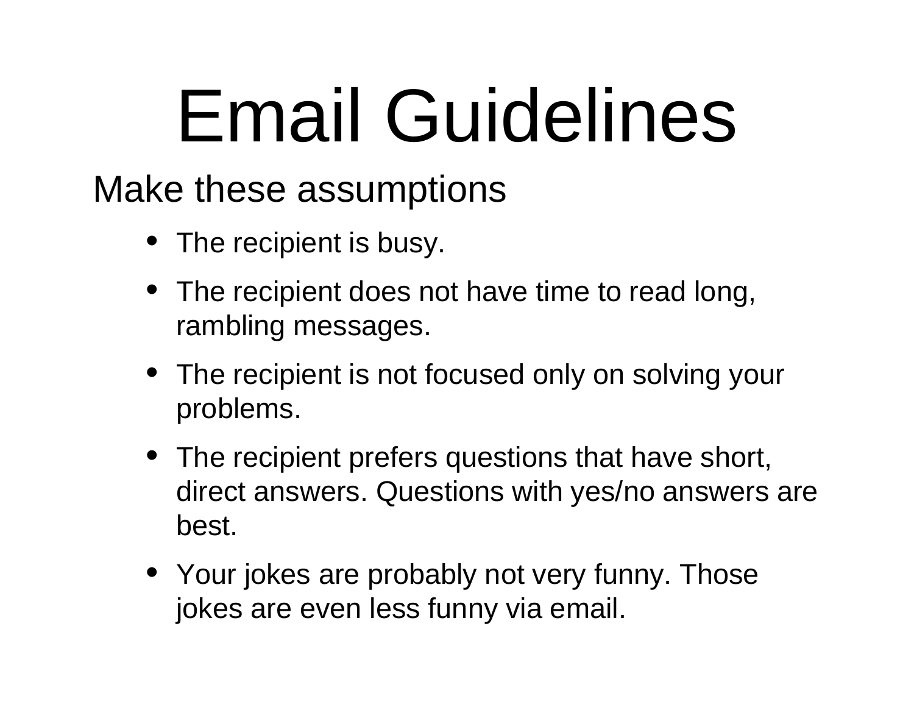# Email Guidelines

Make these assumptions

- The recipient is busy.
- The recipient does not have time to read long, rambling messages.
- The recipient is not focused only on solving your problems.
- The recipient prefers questions that have short, direct answers. Questions with yes/no answers are best.
- Your jokes are probably not very funny. Those jokes are even less funny via email.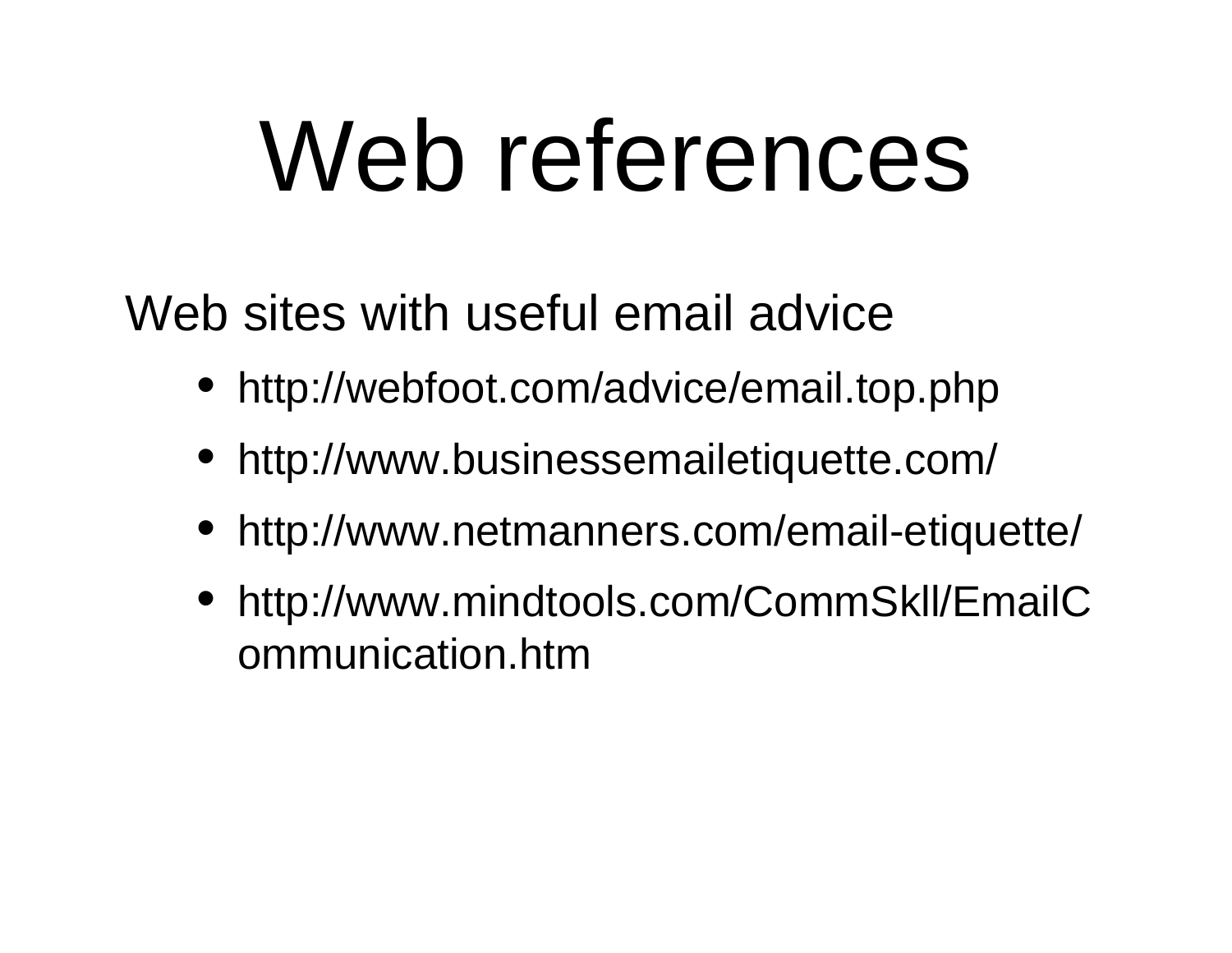# Web references

Web sites with useful email advice

- http://webfoot.com/advice/email.top.php
- http://www.businessemailetiquette.com/
- http://www.netmanners.com/email-etiquette/
- http://www.mindtools.com/CommSkll/EmailCommunication.htm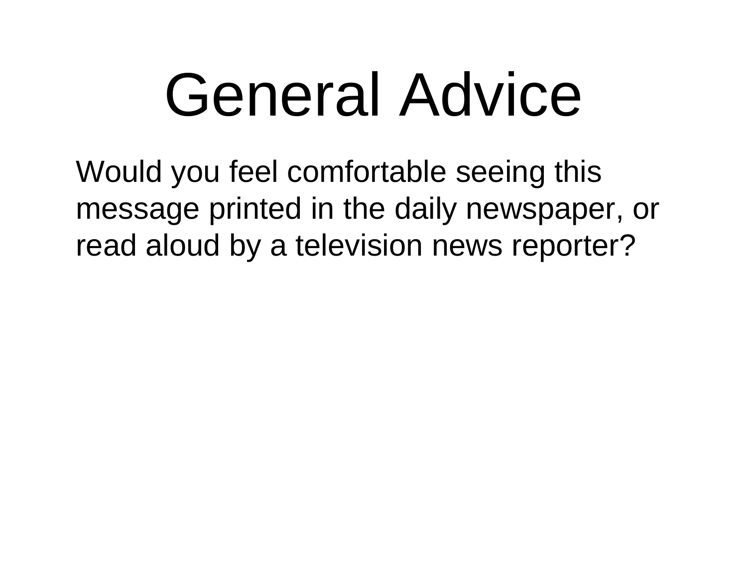# General Advice

Would you feel comfortable seeing this message printed in the daily newspaper, or read aloud by a television news reporter?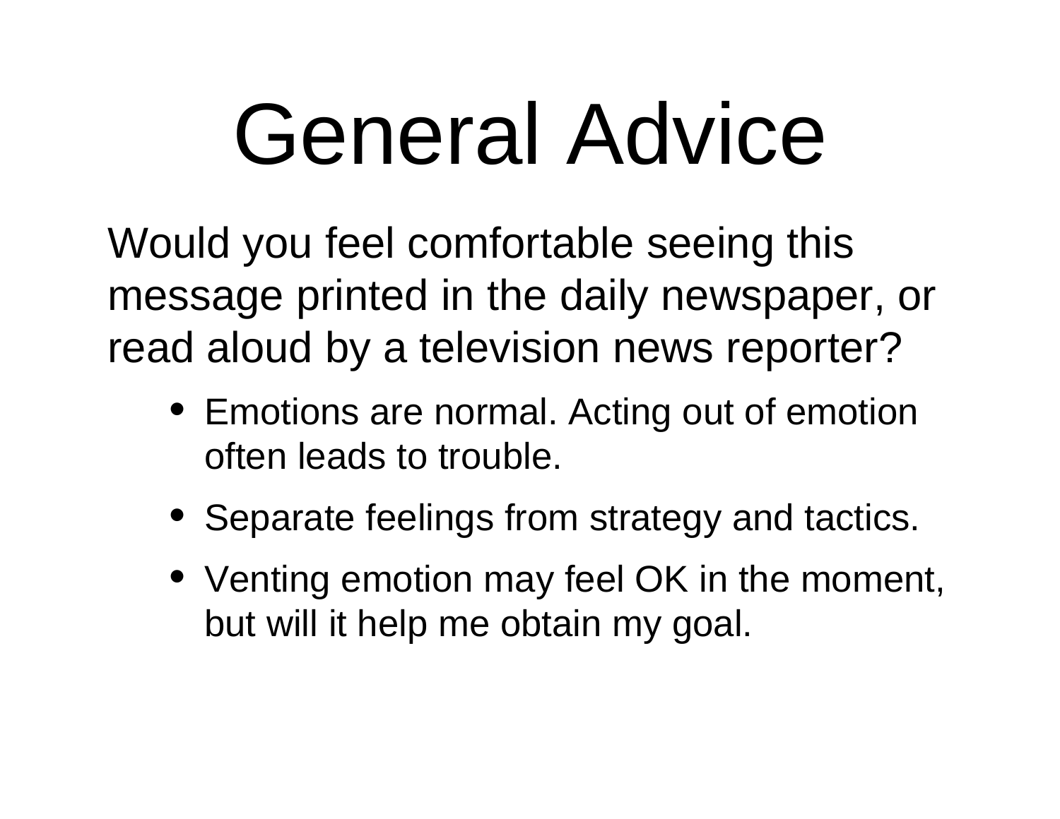# General Advice

Would you feel comfortable seeing this message printed in the daily newspaper, or read aloud by a television news reporter?

- Emotions are normal. Acting out of emotion often leads to trouble.
- Separate feelings from strategy and tactics.
- Venting emotion may feel OK in the moment, but will it help me obtain my goal.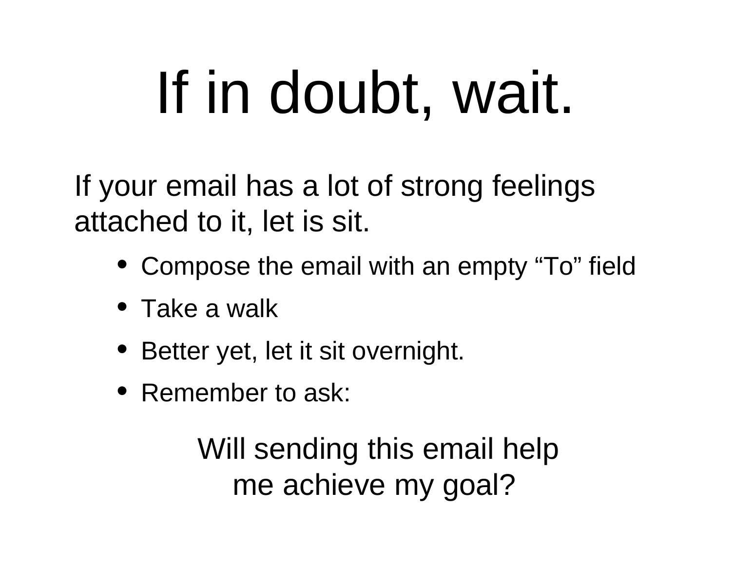# If in doubt, wait.

If your email has a lot of strong feelings attached to it, let is sit.

- Compose the email with an empty “To” field
- Take a walk
- Better yet, let it sit overnight.
- Remember to ask:

Will sending this email help me achieve my goal?